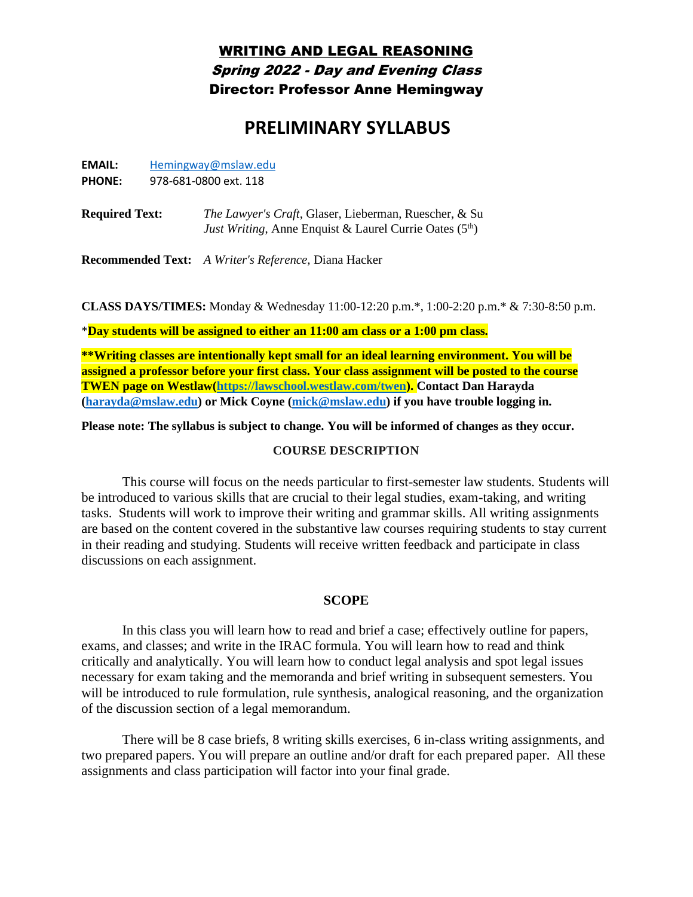# WRITING AND LEGAL REASONING

***Spring 2022 - Day and Evening Class***

**Director: Professor Anne Hemingway**

## PRELIMINARY SYLLABUS

**EMAIL:** Hemingway@mslaw.edu
**PHONE:** 978-681-0800 ext. 118

**Required Text:** *The Lawyer's Craft*, Glaser, Lieberman, Ruescher, & Su
*Just Writing*, Anne Enquist & Laurel Currie Oates (5th)

**Recommended Text:** *A Writer's Reference*, Diana Hacker

**CLASS DAYS/TIMES:** Monday & Wednesday 11:00-12:20 p.m.*, 1:00-2:20 p.m.* & 7:30-8:50 p.m.

***Day students will be assigned to either an 11:00 am class or a 1:00 pm class.**

****Writing classes are intentionally kept small for an ideal learning environment. You will be assigned a professor before your first class. Your class assignment will be posted to the course TWEN page on Westlaw(https://lawschool.westlaw.com/twen). Contact Dan Harayda (harayda@mslaw.edu) or Mick Coyne (mick@mslaw.edu) if you have trouble logging in.**

**Please note: The syllabus is subject to change. You will be informed of changes as they occur.**

### COURSE DESCRIPTION

This course will focus on the needs particular to first-semester law students. Students will be introduced to various skills that are crucial to their legal studies, exam-taking, and writing tasks. Students will work to improve their writing and grammar skills. All writing assignments are based on the content covered in the substantive law courses requiring students to stay current in their reading and studying. Students will receive written feedback and participate in class discussions on each assignment.

### SCOPE

In this class you will learn how to read and brief a case; effectively outline for papers, exams, and classes; and write in the IRAC formula. You will learn how to read and think critically and analytically. You will learn how to conduct legal analysis and spot legal issues necessary for exam taking and the memoranda and brief writing in subsequent semesters. You will be introduced to rule formulation, rule synthesis, analogical reasoning, and the organization of the discussion section of a legal memorandum.

There will be 8 case briefs, 8 writing skills exercises, 6 in-class writing assignments, and two prepared papers. You will prepare an outline and/or draft for each prepared paper. All these assignments and class participation will factor into your final grade.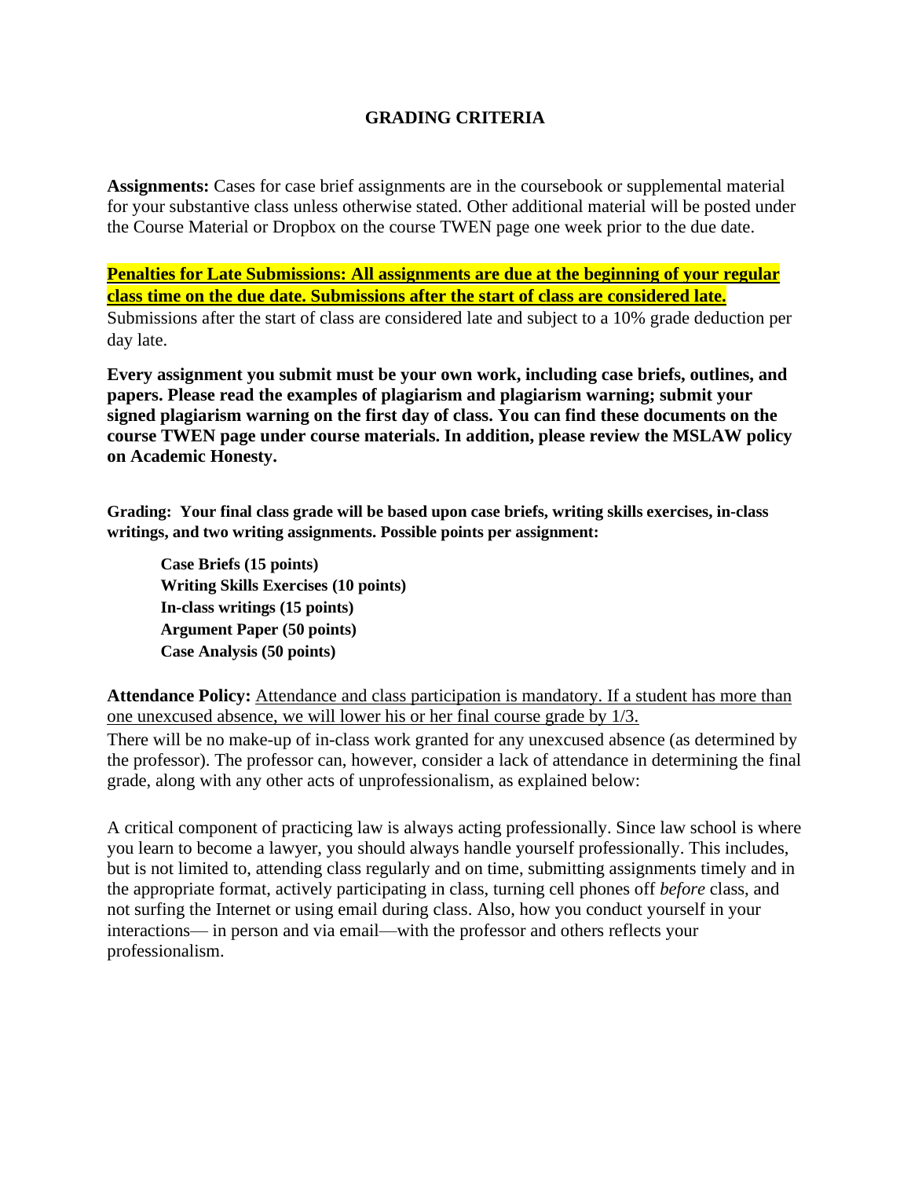# GRADING CRITERIA

**Assignments:** Cases for case brief assignments are in the coursebook or supplemental material for your substantive class unless otherwise stated. Other additional material will be posted under the Course Material or Dropbox on the course TWEN page one week prior to the due date.

**Penalties for Late Submissions: All assignments are due at the beginning of your regular class time on the due date. Submissions after the start of class are considered late.**

Submissions after the start of class are considered late and subject to a 10% grade deduction per day late.

**Every assignment you submit must be your own work, including case briefs, outlines, and papers. Please read the examples of plagiarism and plagiarism warning; submit your signed plagiarism warning on the first day of class. You can find these documents on the course TWEN page under course materials. In addition, please review the MSLAW policy on Academic Honesty.**

**Grading: Your final class grade will be based upon case briefs, writing skills exercises, in-class writings, and two writing assignments. Possible points per assignment:**

**Case Briefs (15 points)**
**Writing Skills Exercises (10 points)**
**In-class writings (15 points)**
**Argument Paper (50 points)**
**Case Analysis (50 points)**

**Attendance Policy:** Attendance and class participation is mandatory. If a student has more than one unexcused absence, we will lower his or her final course grade by 1/3.

There will be no make-up of in-class work granted for any unexcused absence (as determined by the professor). The professor can, however, consider a lack of attendance in determining the final grade, along with any other acts of unprofessionalism, as explained below:

A critical component of practicing law is always acting professionally. Since law school is where you learn to become a lawyer, you should always handle yourself professionally. This includes, but is not limited to, attending class regularly and on time, submitting assignments timely and in the appropriate format, actively participating in class, turning cell phones off *before* class, and not surfing the Internet or using email during class. Also, how you conduct yourself in your interactions— in person and via email—with the professor and others reflects your professionalism.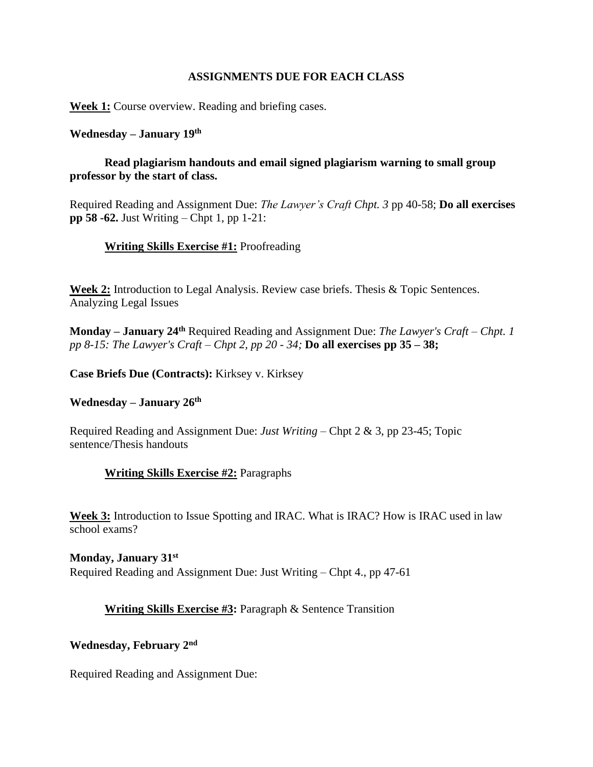**ASSIGNMENTS DUE FOR EACH CLASS**

**Week 1:** Course overview. Reading and briefing cases.

**Wednesday – January 19th**

**Read plagiarism handouts and email signed plagiarism warning to small group professor by the start of class.**

Required Reading and Assignment Due: *The Lawyer's Craft Chpt. 3* pp 40-58; **Do all exercises pp 58 -62.** Just Writing – Chpt 1, pp 1-21:

**Writing Skills Exercise #1:** Proofreading

**Week 2:** Introduction to Legal Analysis. Review case briefs. Thesis & Topic Sentences. Analyzing Legal Issues

**Monday – January 24th** Required Reading and Assignment Due: *The Lawyer's Craft – Chpt. 1 pp 8-15: The Lawyer's Craft – Chpt 2, pp 20 - 34;* **Do all exercises pp 35 – 38;**

**Case Briefs Due (Contracts):** Kirksey v. Kirksey

**Wednesday – January 26th**

Required Reading and Assignment Due: *Just Writing* – Chpt 2 & 3, pp 23-45; Topic sentence/Thesis handouts

**Writing Skills Exercise #2:** Paragraphs

**Week 3:** Introduction to Issue Spotting and IRAC. What is IRAC? How is IRAC used in law school exams?

**Monday, January 31st**
Required Reading and Assignment Due: Just Writing – Chpt 4., pp 47-61

**Writing Skills Exercise #3:** Paragraph & Sentence Transition

**Wednesday, February 2nd**

Required Reading and Assignment Due: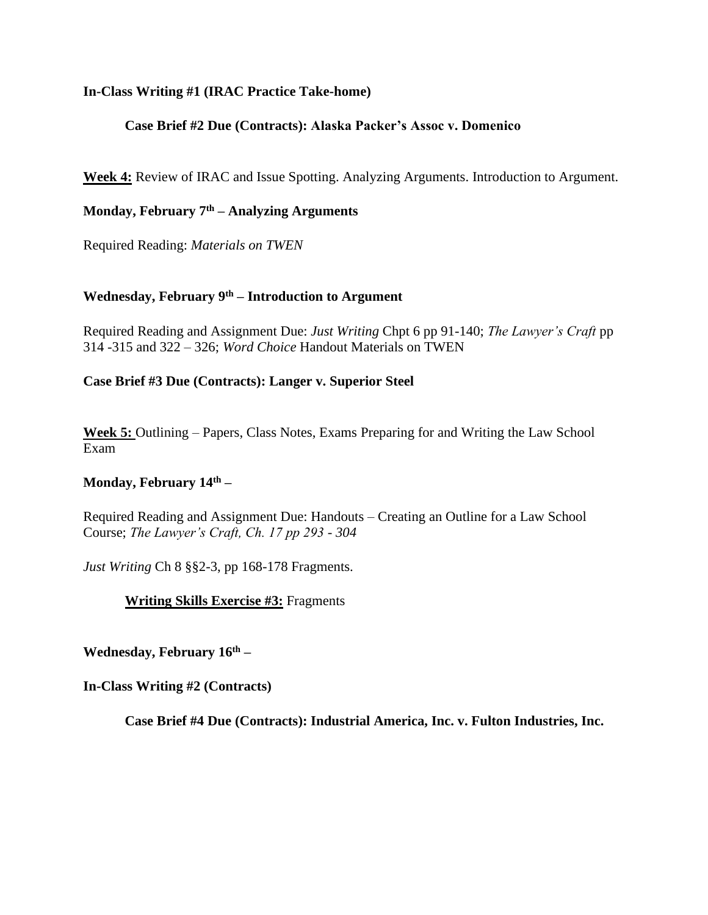**In-Class Writing #1 (IRAC Practice Take-home)**

**Case Brief #2 Due (Contracts): Alaska Packer's Assoc v. Domenico**

**Week 4:** Review of IRAC and Issue Spotting. Analyzing Arguments. Introduction to Argument.

**Monday, February 7th – Analyzing Arguments**

Required Reading: *Materials on TWEN*

**Wednesday, February 9th – Introduction to Argument**

Required Reading and Assignment Due: *Just Writing* Chpt 6 pp 91-140; *The Lawyer's Craft* pp 314 -315 and 322 – 326; *Word Choice* Handout Materials on TWEN

**Case Brief #3 Due (Contracts): Langer v. Superior Steel**

**Week 5:** Outlining – Papers, Class Notes, Exams Preparing for and Writing the Law School Exam

**Monday, February 14th –**

Required Reading and Assignment Due: Handouts – Creating an Outline for a Law School Course; *The Lawyer's Craft, Ch. 17 pp 293 - 304*

*Just Writing* Ch 8 §§2-3, pp 168-178 Fragments.

**Writing Skills Exercise #3:** Fragments

**Wednesday, February 16th –**

**In-Class Writing #2 (Contracts)**

**Case Brief #4 Due (Contracts): Industrial America, Inc. v. Fulton Industries, Inc.**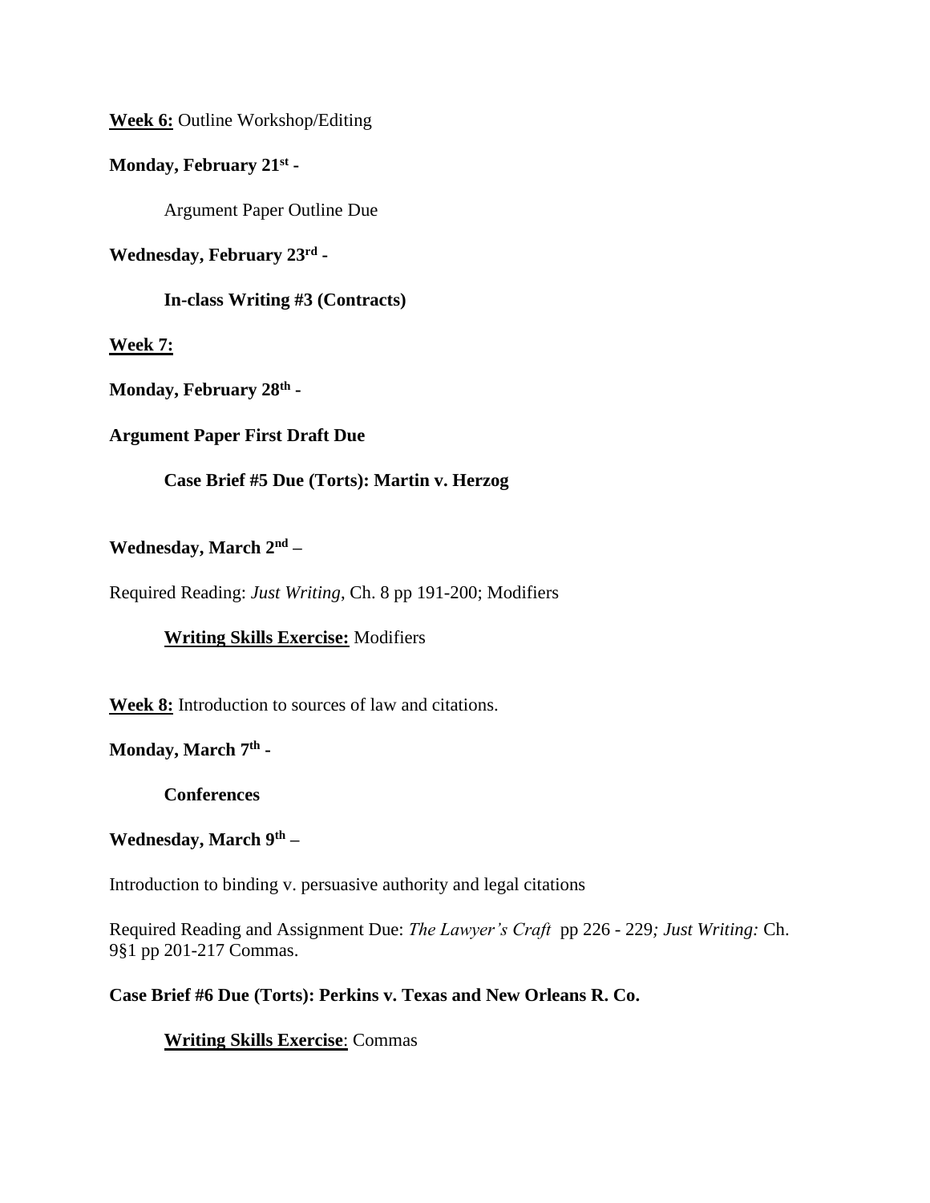**Week 6:** Outline Workshop/Editing

**Monday, February 21st -**

Argument Paper Outline Due

**Wednesday, February 23rd -**

**In-class Writing #3 (Contracts)**

**Week 7:**

**Monday, February 28th -**

**Argument Paper First Draft Due**

**Case Brief #5 Due (Torts): Martin v. Herzog**

**Wednesday, March 2nd –**

Required Reading: *Just Writing*, Ch. 8 pp 191-200; Modifiers

**Writing Skills Exercise:** Modifiers

**Week 8:** Introduction to sources of law and citations.

**Monday, March 7th -**

**Conferences**

**Wednesday, March 9th –**

Introduction to binding v. persuasive authority and legal citations

Required Reading and Assignment Due: *The Lawyer's Craft* pp 226 - 229*; Just Writing:* Ch. 9§1 pp 201-217 Commas.

**Case Brief #6 Due (Torts): Perkins v. Texas and New Orleans R. Co.**

**Writing Skills Exercise**: Commas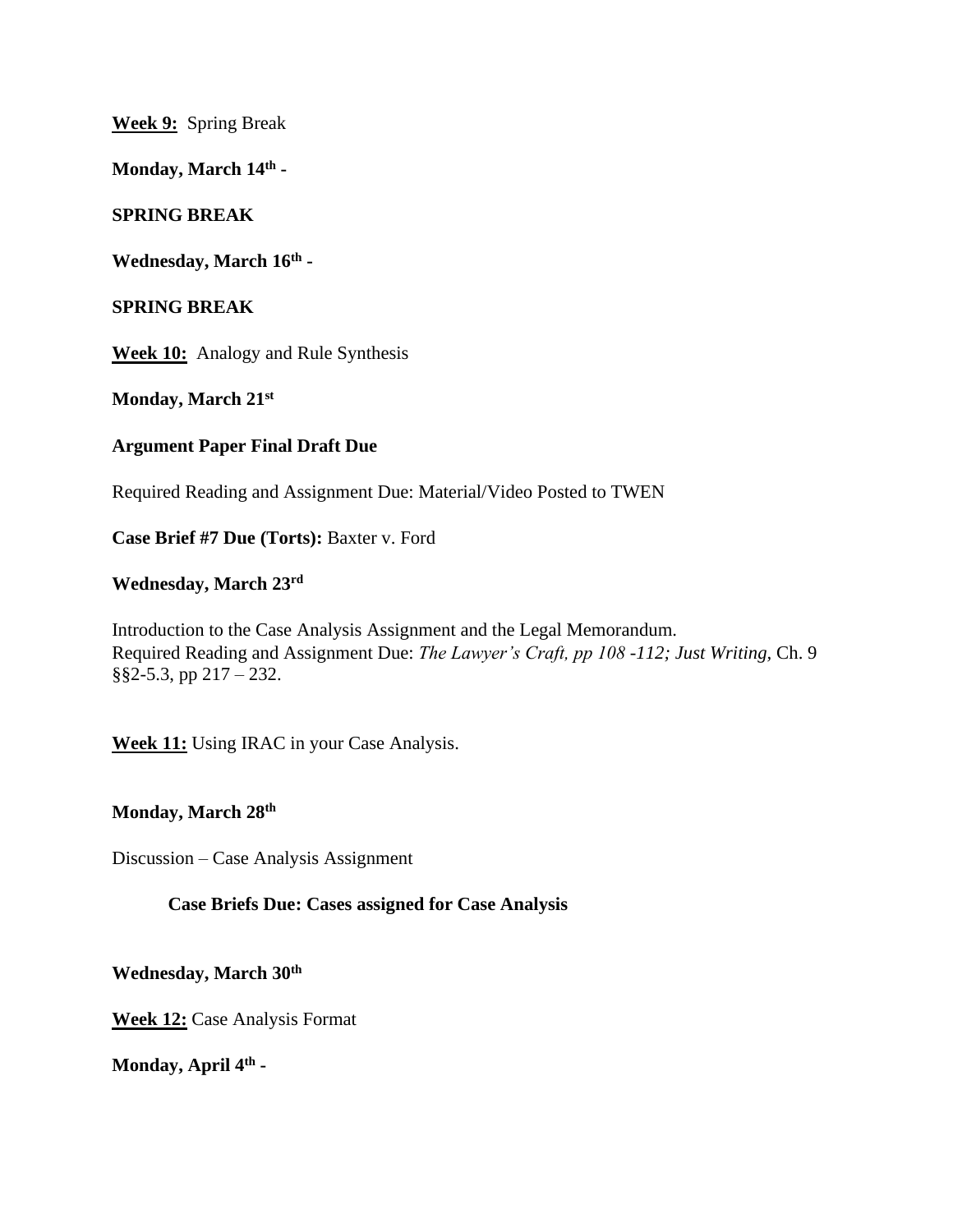**<u>Week 9:</u>** Spring Break

**Monday, March 14th -**

**SPRING BREAK**

**Wednesday, March 16th -**

**SPRING BREAK**

**<u>Week 10:</u>** Analogy and Rule Synthesis

**Monday, March 21st**

**Argument Paper Final Draft Due**

Required Reading and Assignment Due: Material/Video Posted to TWEN

**Case Brief #7 Due (Torts):** Baxter v. Ford

**Wednesday, March 23rd**

Introduction to the Case Analysis Assignment and the Legal Memorandum.
Required Reading and Assignment Due: *The Lawyer's Craft, pp 108 -112; Just Writing*, Ch. 9 §§2-5.3, pp 217 – 232.

**<u>Week 11:</u>** Using IRAC in your Case Analysis.

**Monday, March 28th**

Discussion – Case Analysis Assignment

**Case Briefs Due: Cases assigned for Case Analysis**

**Wednesday, March 30th**

**<u>Week 12:</u>** Case Analysis Format

**Monday, April 4th -**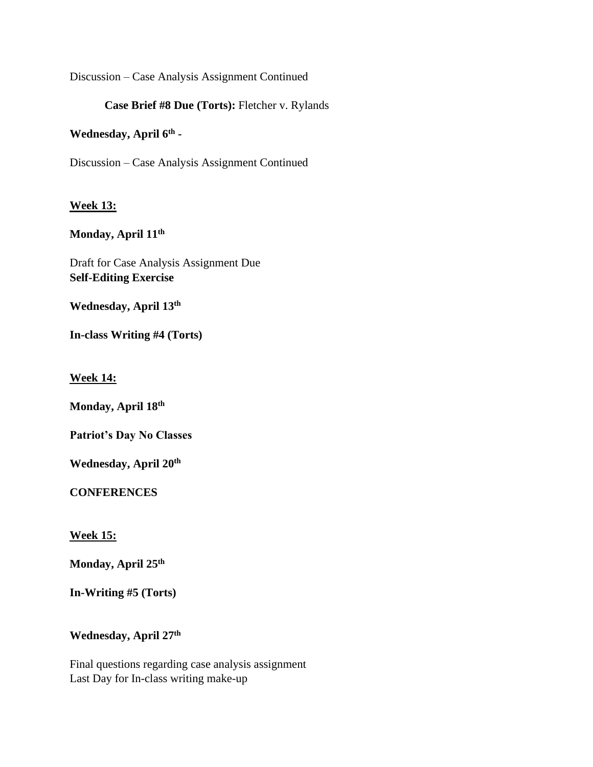Discussion – Case Analysis Assignment Continued

**Case Brief #8 Due (Torts):** Fletcher v. Rylands

**Wednesday, April 6th -**

Discussion – Case Analysis Assignment Continued

**Week 13:**

**Monday, April 11th**

Draft for Case Analysis Assignment Due
**Self-Editing Exercise**

**Wednesday, April 13th**

**In-class Writing #4 (Torts)**

**Week 14:**

**Monday, April 18th**

**Patriot's Day No Classes**

**Wednesday, April 20th**

**CONFERENCES**

**Week 15:**

**Monday, April 25th**

**In-Writing #5 (Torts)**

**Wednesday, April 27th**

Final questions regarding case analysis assignment
Last Day for In-class writing make-up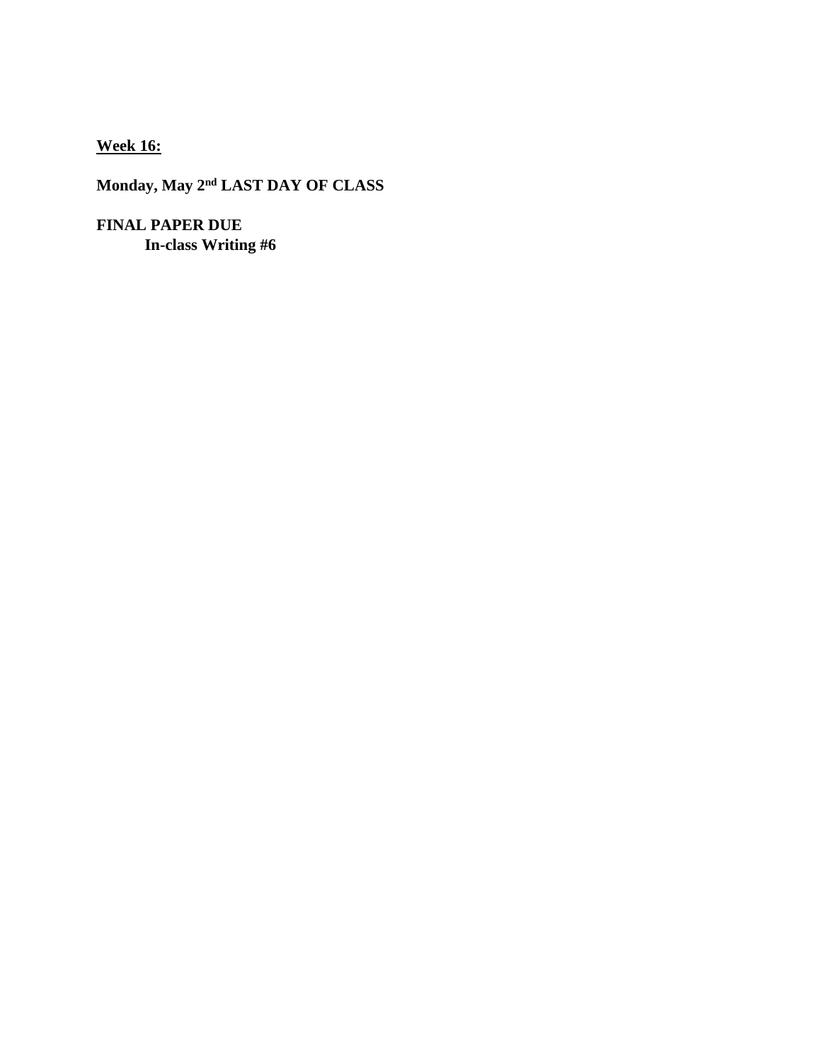**Week 16:**

**Monday, May 2nd LAST DAY OF CLASS**

**FINAL PAPER DUE**

**In-class Writing #6**